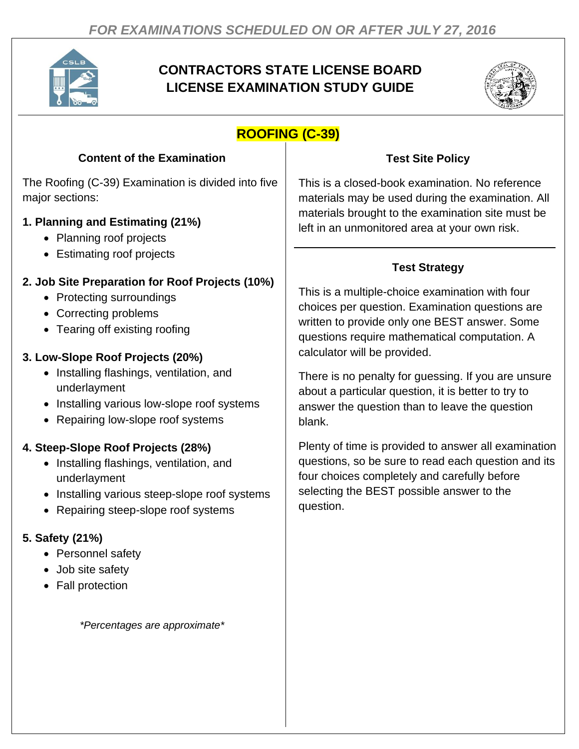*FOR EXAMINATIONS SCHEDULED ON OR AFTER JULY 27, 2016*

# CONTRACTORS STATE LICENSE BOARD LICENSE EXAMINATION STUDY GUIDE

## ROOFING (C-39)

### Content of the Examination

The Roofing (C-39) Examination is divided into five major sections:

**1. Planning and Estimating (21%)**

- Planning roof projects
- Estimating roof projects

**2. Job Site Preparation for Roof Projects (10%)**

- Protecting surroundings
- Correcting problems
- Tearing off existing roofing

**3. Low-Slope Roof Projects (20%)**

- Installing flashings, ventilation, and underlayment
- Installing various low-slope roof systems
- Repairing low-slope roof systems

**4. Steep-Slope Roof Projects (28%)**

- Installing flashings, ventilation, and underlayment
- Installing various steep-slope roof systems
- Repairing steep-slope roof systems

**5. Safety (21%)**

- Personnel safety
- Job site safety
- Fall protection

*\*Percentages are approximate\**

### Test Site Policy

This is a closed-book examination. No reference materials may be used during the examination. All materials brought to the examination site must be left in an unmonitored area at your own risk.

### Test Strategy

This is a multiple-choice examination with four choices per question. Examination questions are written to provide only one BEST answer. Some questions require mathematical computation. A calculator will be provided.

There is no penalty for guessing. If you are unsure about a particular question, it is better to try to answer the question than to leave the question blank.

Plenty of time is provided to answer all examination questions, so be sure to read each question and its four choices completely and carefully before selecting the BEST possible answer to the question.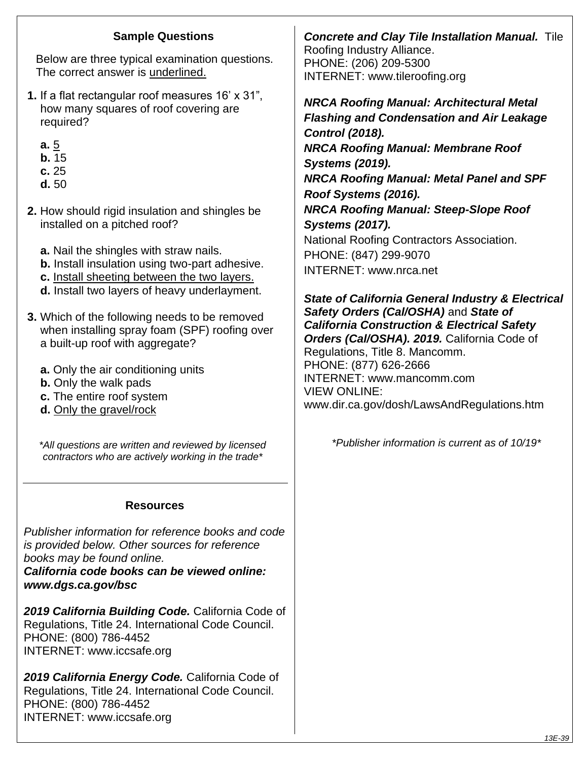## Sample Questions

Below are three typical examination questions. The correct answer is <u>underlined.</u>

**1.** If a flat rectangular roof measures 16' x 31", how many squares of roof covering are required?

**a.** <u>5</u>
**b.** 15
**c.** 25
**d.** 50

**2.** How should rigid insulation and shingles be installed on a pitched roof?

**a.** Nail the shingles with straw nails.
**b.** Install insulation using two-part adhesive.
**c.** <u>Install sheeting between the two layers.</u>
**d.** Install two layers of heavy underlayment.

**3.** Which of the following needs to be removed when installing spray foam (SPF) roofing over a built-up roof with aggregate?

**a.** Only the air conditioning units
**b.** Only the walk pads
**c.** The entire roof system
**d.** <u>Only the gravel/rock</u>

*\*All questions are written and reviewed by licensed contractors who are actively working in the trade\**

## Resources

*Publisher information for reference books and code is provided below. Other sources for reference books may be found online.*
***California code books can be viewed online: www.dgs.ca.gov/bsc***

***2019 California Building Code.*** California Code of Regulations, Title 24. International Code Council.
PHONE: (800) 786-4452
INTERNET: www.iccsafe.org

***2019 California Energy Code.*** California Code of Regulations, Title 24. International Code Council.
PHONE: (800) 786-4452
INTERNET: www.iccsafe.org

***Concrete and Clay Tile Installation Manual.*** Tile Roofing Industry Alliance.
PHONE: (206) 209-5300
INTERNET: www.tileroofing.org

***NRCA Roofing Manual: Architectural Metal Flashing and Condensation and Air Leakage Control (2018).***
***NRCA Roofing Manual: Membrane Roof Systems (2019).***
***NRCA Roofing Manual: Metal Panel and SPF Roof Systems (2016).***
***NRCA Roofing Manual: Steep-Slope Roof Systems (2017).***
National Roofing Contractors Association.
PHONE: (847) 299-9070
INTERNET: www.nrca.net

***State of California General Industry & Electrical Safety Orders (Cal/OSHA)*** and ***State of California Construction & Electrical Safety Orders (Cal/OSHA). 2019.*** California Code of Regulations, Title 8. Mancomm.
PHONE: (877) 626-2666
INTERNET: www.mancomm.com
VIEW ONLINE:
www.dir.ca.gov/dosh/LawsAndRegulations.htm

*\*Publisher information is current as of 10/19\**